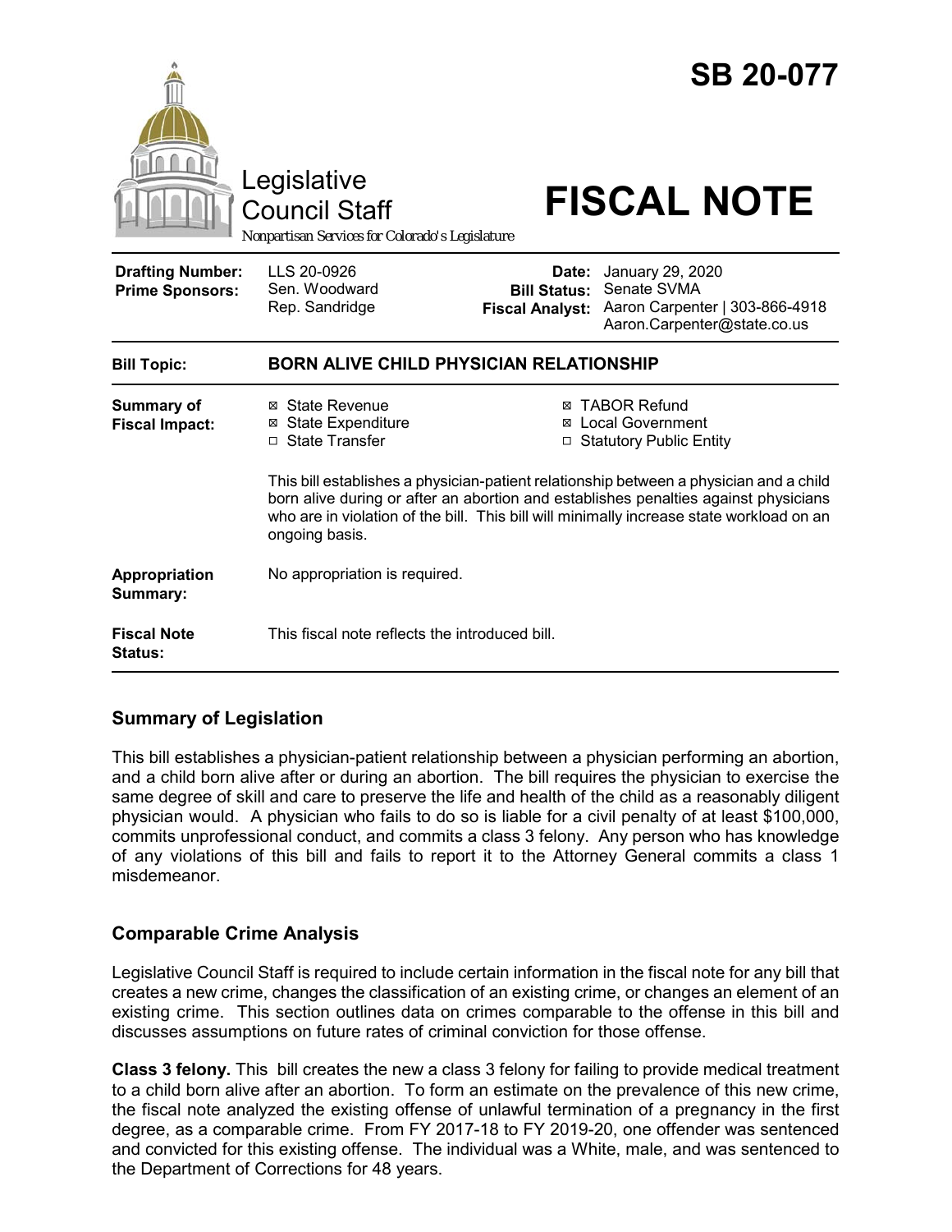# SB 20-077

Legislative Council Staff

Nonpartisan Services for Colorado's Legislature

# FISCAL NOTE

| | | | |
|---|---|---|---|
| **Drafting Number:** | LLS 20-0926 | **Date:** | January 29, 2020 |
| **Prime Sponsors:** | Sen. Woodward<br>Rep. Sandridge | **Bill Status:** | Senate SVMA |
| | | **Fiscal Analyst:** | Aaron Carpenter \| 303-866-4918<br>Aaron.Carpenter@state.co.us |

| | |
|---|---|
| **Bill Topic:** | **BORN ALIVE CHILD PHYSICIAN RELATIONSHIP** |
| **Summary of Fiscal Impact:** | ☒ State Revenue ☒ State Expenditure ☐ State Transfer ☒ TABOR Refund ☒ Local Government ☐ Statutory Public Entity<br><br>This bill establishes a physician-patient relationship between a physician and a child born alive during or after an abortion and establishes penalties against physicians who are in violation of the bill. This bill will minimally increase state workload on an ongoing basis. |
| **Appropriation Summary:** | No appropriation is required. |
| **Fiscal Note Status:** | This fiscal note reflects the introduced bill. |

## Summary of Legislation

This bill establishes a physician-patient relationship between a physician performing an abortion, and a child born alive after or during an abortion. The bill requires the physician to exercise the same degree of skill and care to preserve the life and health of the child as a reasonably diligent physician would. A physician who fails to do so is liable for a civil penalty of at least $100,000, commits unprofessional conduct, and commits a class 3 felony. Any person who has knowledge of any violations of this bill and fails to report it to the Attorney General commits a class 1 misdemeanor.

## Comparable Crime Analysis

Legislative Council Staff is required to include certain information in the fiscal note for any bill that creates a new crime, changes the classification of an existing crime, or changes an element of an existing crime. This section outlines data on crimes comparable to the offense in this bill and discusses assumptions on future rates of criminal conviction for those offense.

**Class 3 felony.** This bill creates the new a class 3 felony for failing to provide medical treatment to a child born alive after an abortion. To form an estimate on the prevalence of this new crime, the fiscal note analyzed the existing offense of unlawful termination of a pregnancy in the first degree, as a comparable crime. From FY 2017-18 to FY 2019-20, one offender was sentenced and convicted for this existing offense. The individual was a White, male, and was sentenced to the Department of Corrections for 48 years.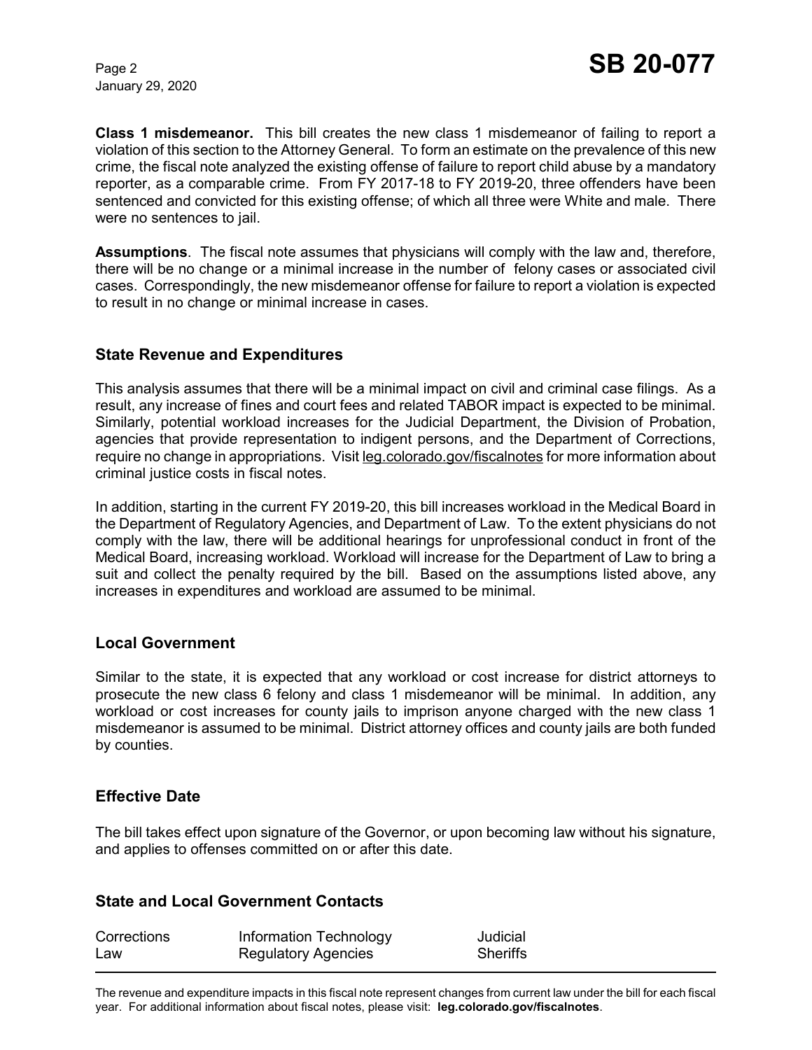**Class 1 misdemeanor.** This bill creates the new class 1 misdemeanor of failing to report a violation of this section to the Attorney General. To form an estimate on the prevalence of this new crime, the fiscal note analyzed the existing offense of failure to report child abuse by a mandatory reporter, as a comparable crime. From FY 2017-18 to FY 2019-20, three offenders have been sentenced and convicted for this existing offense; of which all three were White and male. There were no sentences to jail.

**Assumptions**. The fiscal note assumes that physicians will comply with the law and, therefore, there will be no change or a minimal increase in the number of felony cases or associated civil cases. Correspondingly, the new misdemeanor offense for failure to report a violation is expected to result in no change or minimal increase in cases.

## State Revenue and Expenditures

This analysis assumes that there will be a minimal impact on civil and criminal case filings. As a result, any increase of fines and court fees and related TABOR impact is expected to be minimal. Similarly, potential workload increases for the Judicial Department, the Division of Probation, agencies that provide representation to indigent persons, and the Department of Corrections, require no change in appropriations. Visit leg.colorado.gov/fiscalnotes for more information about criminal justice costs in fiscal notes.

In addition, starting in the current FY 2019-20, this bill increases workload in the Medical Board in the Department of Regulatory Agencies, and Department of Law. To the extent physicians do not comply with the law, there will be additional hearings for unprofessional conduct in front of the Medical Board, increasing workload. Workload will increase for the Department of Law to bring a suit and collect the penalty required by the bill. Based on the assumptions listed above, any increases in expenditures and workload are assumed to be minimal.

## Local Government

Similar to the state, it is expected that any workload or cost increase for district attorneys to prosecute the new class 6 felony and class 1 misdemeanor will be minimal. In addition, any workload or cost increases for county jails to imprison anyone charged with the new class 1 misdemeanor is assumed to be minimal. District attorney offices and county jails are both funded by counties.

## Effective Date

The bill takes effect upon signature of the Governor, or upon becoming law without his signature, and applies to offenses committed on or after this date.

## State and Local Government Contacts

| | | |
|---|---|---|
| Corrections | Information Technology | Judicial |
| Law | Regulatory Agencies | Sheriffs |

The revenue and expenditure impacts in this fiscal note represent changes from current law under the bill for each fiscal year. For additional information about fiscal notes, please visit: **leg.colorado.gov/fiscalnotes**.